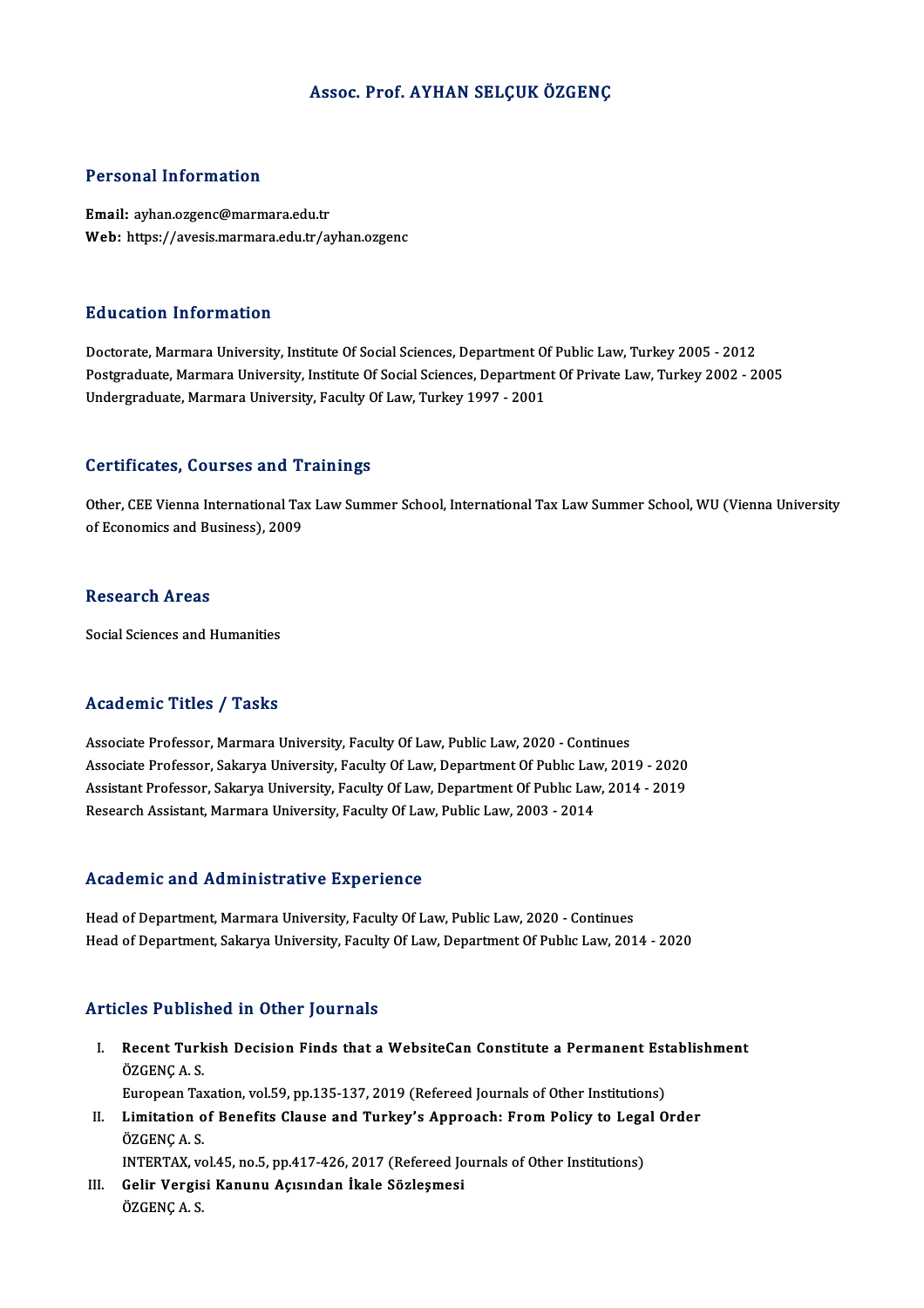# Assoc. Prof. AYHAN SELÇUK ÖZGENÇ

## Personal Information

**Email:** ayhan.ozgenc@marmara.edu.tr
**Web:** https://avesis.marmara.edu.tr/ayhan.ozgenc

## Education Information

Doctorate, Marmara University, Institute Of Social Sciences, Department Of Public Law, Turkey 2005 - 2012
Postgraduate, Marmara University, Institute Of Social Sciences, Department Of Private Law, Turkey 2002 - 2005
Undergraduate, Marmara University, Faculty Of Law, Turkey 1997 - 2001

## Certificates, Courses and Trainings

Other, CEE Vienna International Tax Law Summer School, International Tax Law Summer School, WU (Vienna University of Economics and Business), 2009

## Research Areas

Social Sciences and Humanities

## Academic Titles / Tasks

Associate Professor, Marmara University, Faculty Of Law, Public Law, 2020 - Continues
Associate Professor, Sakarya University, Faculty Of Law, Department Of Publıc Law, 2019 - 2020
Assistant Professor, Sakarya University, Faculty Of Law, Department Of Publıc Law, 2014 - 2019
Research Assistant, Marmara University, Faculty Of Law, Public Law, 2003 - 2014

## Academic and Administrative Experience

Head of Department, Marmara University, Faculty Of Law, Public Law, 2020 - Continues
Head of Department, Sakarya University, Faculty Of Law, Department Of Publıc Law, 2014 - 2020

## Articles Published in Other Journals

I. **Recent Turkish Decision Finds that a WebsiteCan Constitute a Permanent Establishment**
ÖZGENÇ A. S.
European Taxation, vol.59, pp.135-137, 2019 (Refereed Journals of Other Institutions)

II. **Limitation of Benefits Clause and Turkey's Approach: From Policy to Legal Order**
ÖZGENÇ A. S.
INTERTAX, vol.45, no.5, pp.417-426, 2017 (Refereed Journals of Other Institutions)

III. **Gelir Vergisi Kanunu Açısından İkale Sözleşmesi**
ÖZGENÇ A. S.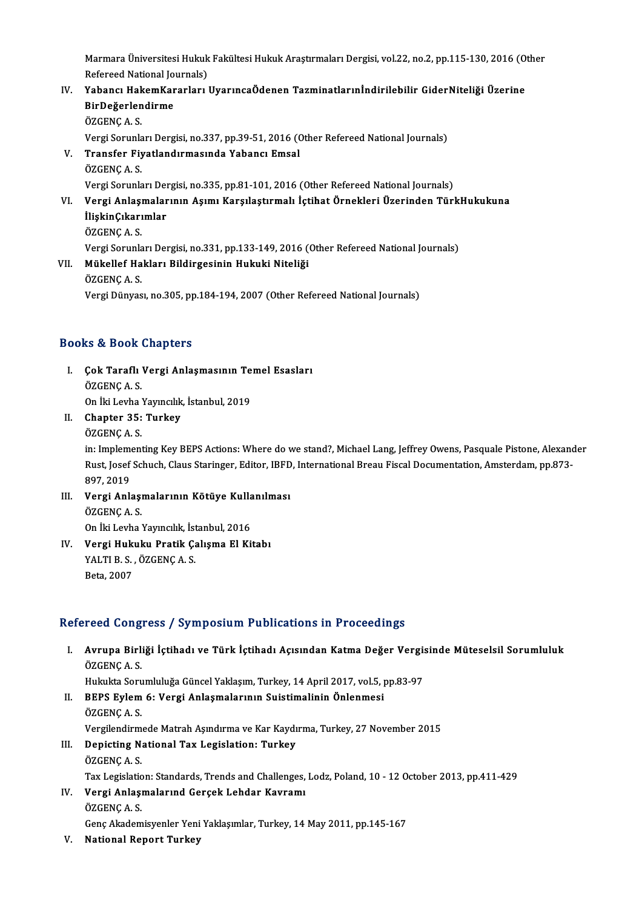Marmara Üniversitesi Hukuk Fakültesi Hukuk Araştırmaları Dergisi, vol.22, no.2, pp.115-130, 2016 (Other Refereed National Journals)

IV. **Yabancı HakemKararları UyarıncaÖdenen Tazminatlarınİndirilebilir GiderNiteliği Üzerine BirDeğerlendirme**
ÖZGENÇ A. S.
Vergi Sorunları Dergisi, no.337, pp.39-51, 2016 (Other Refereed National Journals)

V. **Transfer Fiyatlandırmasında Yabancı Emsal**
ÖZGENÇ A. S.
Vergi Sorunları Dergisi, no.335, pp.81-101, 2016 (Other Refereed National Journals)

VI. **Vergi Anlaşmalarının Aşımı Karşılaştırmalı İçtihat Örnekleri Üzerinden TürkHukukuna İlişkinÇıkarımlar**
ÖZGENÇ A. S.
Vergi Sorunları Dergisi, no.331, pp.133-149, 2016 (Other Refereed National Journals)

VII. **Mükellef Hakları Bildirgesinin Hukuki Niteliği**
ÖZGENÇ A. S.
Vergi Dünyası, no.305, pp.184-194, 2007 (Other Refereed National Journals)

## Books & Book Chapters

I. **Çok Taraflı Vergi Anlaşmasının Temel Esasları**
ÖZGENÇ A. S.
On İki Levha Yayıncılık, İstanbul, 2019

II. **Chapter 35: Turkey**
ÖZGENÇ A. S.
in: Implementing Key BEPS Actions: Where do we stand?, Michael Lang, Jeffrey Owens, Pasquale Pistone, Alexander Rust, Josef Schuch, Claus Staringer, Editor, IBFD, International Breau Fiscal Documentation, Amsterdam, pp.873-897, 2019

III. **Vergi Anlaşmalarının Kötüye Kullanılması**
ÖZGENÇ A. S.
On İki Levha Yayıncılık, İstanbul, 2016

IV. **Vergi Hukuku Pratik Çalışma El Kitabı**
YALTI B. S. , ÖZGENÇ A. S.
Beta, 2007

## Refereed Congress / Symposium Publications in Proceedings

I. **Avrupa Birliği İçtihadı ve Türk İçtihadı Açısından Katma Değer Vergisinde Müteselsil Sorumluluk**
ÖZGENÇ A. S.
Hukukta Sorumluluğa Güncel Yaklaşım, Turkey, 14 April 2017, vol.5, pp.83-97

II. **BEPS Eylem 6: Vergi Anlaşmalarının Suistimalinin Önlenmesi**
ÖZGENÇ A. S.
Vergilendirmede Matrah Aşındırma ve Kar Kaydırma, Turkey, 27 November 2015

III. **Depicting National Tax Legislation: Turkey**
ÖZGENÇ A. S.
Tax Legislation: Standards, Trends and Challenges, Lodz, Poland, 10 - 12 October 2013, pp.411-429

IV. **Vergi Anlaşmalarınd Gerçek Lehdar Kavramı**
ÖZGENÇ A. S.
Genç Akademisyenler Yeni Yaklaşımlar, Turkey, 14 May 2011, pp.145-167

V. **National Report Turkey**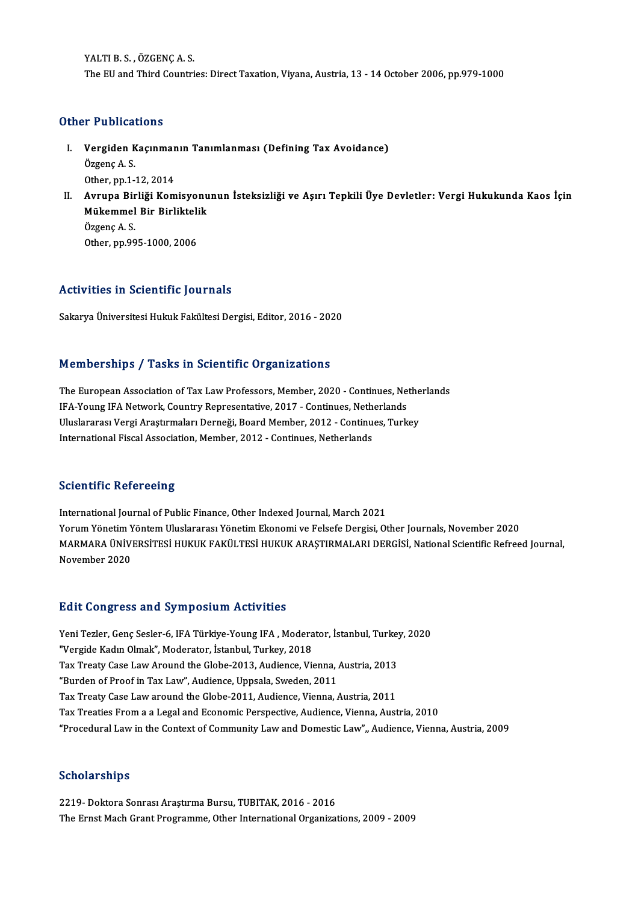YALTI B. S. , ÖZGENÇ A. S.
The EU and Third Countries: Direct Taxation, Viyana, Austria, 13 - 14 October 2006, pp.979-1000

## Other Publications

I. **Vergiden Kaçınmanın Tanımlanması (Defining Tax Avoidance)**
   Özgenç A. S.
   Other, pp.1-12, 2014
II. **Avrupa Birliği Komisyonunun İsteksizliği ve Aşırı Tepkili Üye Devletler: Vergi Hukukunda Kaos İçin Mükemmel Bir Birliktelik**
   Özgenç A. S.
   Other, pp.995-1000, 2006

## Activities in Scientific Journals

Sakarya Üniversitesi Hukuk Fakültesi Dergisi, Editor, 2016 - 2020

## Memberships / Tasks in Scientific Organizations

The European Association of Tax Law Professors, Member, 2020 - Continues, Netherlands
IFA-Young IFA Network, Country Representative, 2017 - Continues, Netherlands
Uluslararası Vergi Araştırmaları Derneği, Board Member, 2012 - Continues, Turkey
International Fiscal Association, Member, 2012 - Continues, Netherlands

## Scientific Refereeing

International Journal of Public Finance, Other Indexed Journal, March 2021
Yorum Yönetim Yöntem Uluslararası Yönetim Ekonomi ve Felsefe Dergisi, Other Journals, November 2020
MARMARA ÜNİVERSİTESİ HUKUK FAKÜLTESİ HUKUK ARAŞTIRMALARI DERGİSİ, National Scientific Refreed Journal, November 2020

## Edit Congress and Symposium Activities

Yeni Tezler, Genç Sesler-6, IFA Türkiye-Young IFA , Moderator, İstanbul, Turkey, 2020
"Vergide Kadın Olmak", Moderator, İstanbul, Turkey, 2018
Tax Treaty Case Law Around the Globe-2013, Audience, Vienna, Austria, 2013
"Burden of Proof in Tax Law", Audience, Uppsala, Sweden, 2011
Tax Treaty Case Law around the Globe-2011, Audience, Vienna, Austria, 2011
Tax Treaties From a a Legal and Economic Perspective, Audience, Vienna, Austria, 2010
"Procedural Law in the Context of Community Law and Domestic Law",, Audience, Vienna, Austria, 2009

## Scholarships

2219- Doktora Sonrası Araştırma Bursu, TUBITAK, 2016 - 2016
The Ernst Mach Grant Programme, Other International Organizations, 2009 - 2009